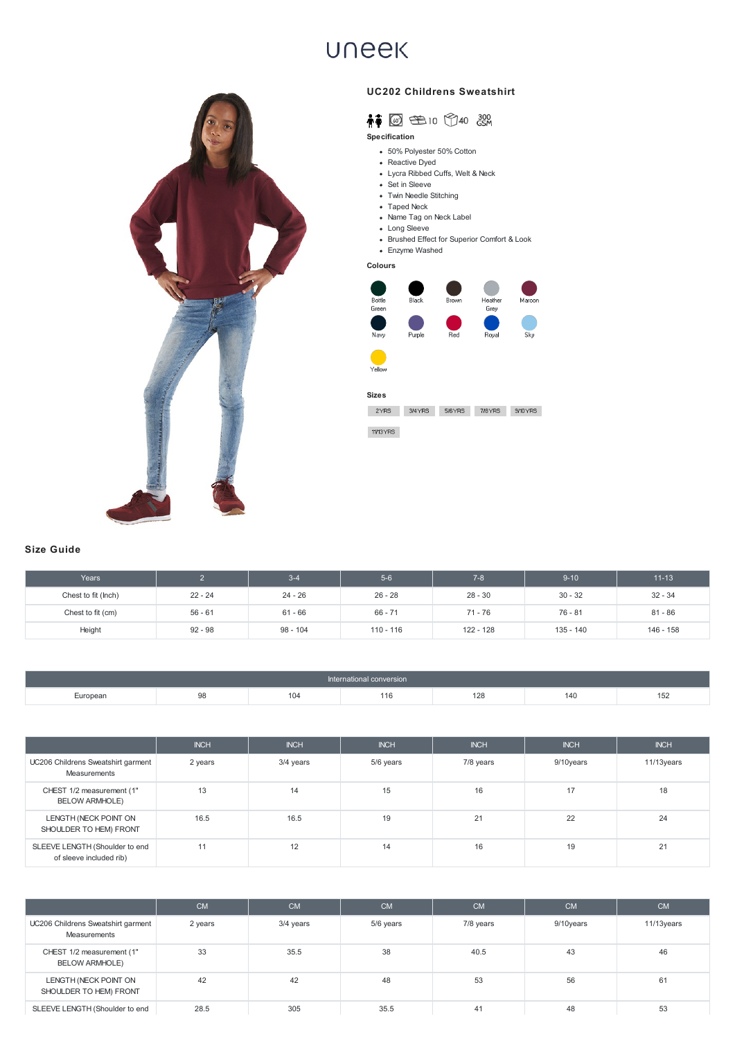uneek

## UC202 Childrens Sweatshirt

10 40 300 GSM

### Specification

- 50% Polyester 50% Cotton
- Reactive Dyed
- Lycra Ribbed Cuffs, Welt & Neck
- Set in Sleeve
- Twin Needle Stitching
- Taped Neck
- Name Tag on Neck Label
- Long Sleeve
- Brushed Effect for Superior Comfort & Look
- Enzyme Washed

### Colours

Bottle Green, Black, Brown, Heather Grey, Maroon, Navy, Purple, Red, Royal, Sky, Yellow

### Sizes

2YRS, 3/4YRS, 5/6YRS, 7/8YRS, 9/10YRS, 11/13YRS

## Size Guide

| Years | 2 | 3-4 | 5-6 | 7-8 | 9-10 | 11-13 |
|---|---|---|---|---|---|---|
| Chest to fit (Inch) | 22 - 24 | 24 - 26 | 26 - 28 | 28 - 30 | 30 - 32 | 32 - 34 |
| Chest to fit (cm) | 56 - 61 | 61 - 66 | 66 - 71 | 71 - 76 | 76 - 81 | 81 - 86 |
| Height | 92 - 98 | 98 - 104 | 110 - 116 | 122 - 128 | 135 - 140 | 146 - 158 |

| International conversion | | | | | | |
|---|---|---|---|---|---|---|
| European | 98 | 104 | 116 | 128 | 140 | 152 |

| | INCH | INCH | INCH | INCH | INCH | INCH |
|---|---|---|---|---|---|---|
| UC206 Childrens Sweatshirt garment Measurements | 2 years | 3/4 years | 5/6 years | 7/8 years | 9/10years | 11/13years |
| CHEST 1/2 measurement (1" BELOW ARMHOLE) | 13 | 14 | 15 | 16 | 17 | 18 |
| LENGTH (NECK POINT ON SHOULDER TO HEM) FRONT | 16.5 | 16.5 | 19 | 21 | 22 | 24 |
| SLEEVE LENGTH (Shoulder to end of sleeve included rib) | 11 | 12 | 14 | 16 | 19 | 21 |

| | CM | CM | CM | CM | CM | CM |
|---|---|---|---|---|---|---|
| UC206 Childrens Sweatshirt garment Measurements | 2 years | 3/4 years | 5/6 years | 7/8 years | 9/10years | 11/13years |
| CHEST 1/2 measurement (1" BELOW ARMHOLE) | 33 | 35.5 | 38 | 40.5 | 43 | 46 |
| LENGTH (NECK POINT ON SHOULDER TO HEM) FRONT | 42 | 42 | 48 | 53 | 56 | 61 |
| SLEEVE LENGTH (Shoulder to end | 28.5 | 305 | 35.5 | 41 | 48 | 53 |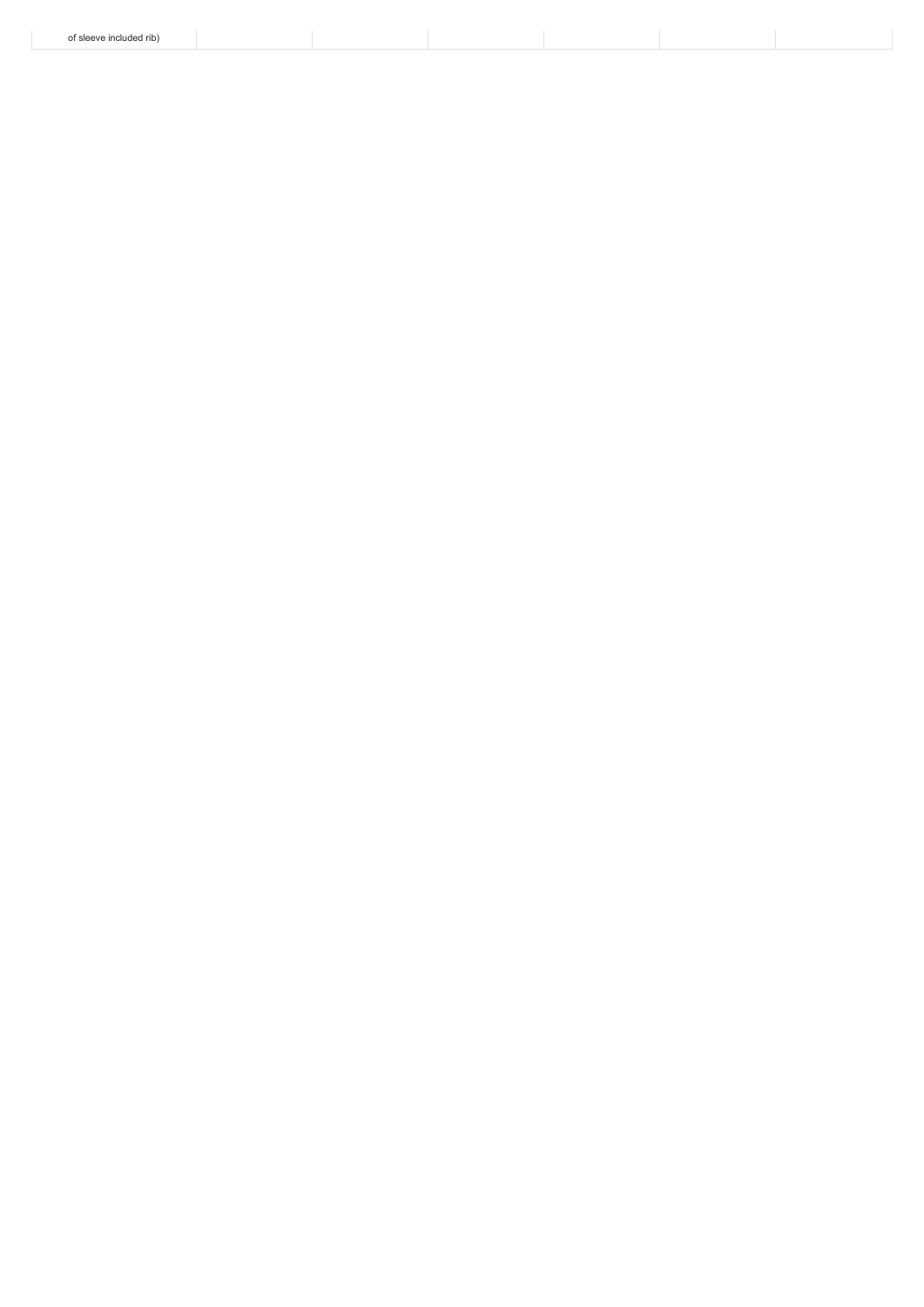| | | | | | | |
|---|---|---|---|---|---|---|
| of sleeve included rib) | | | | | | |